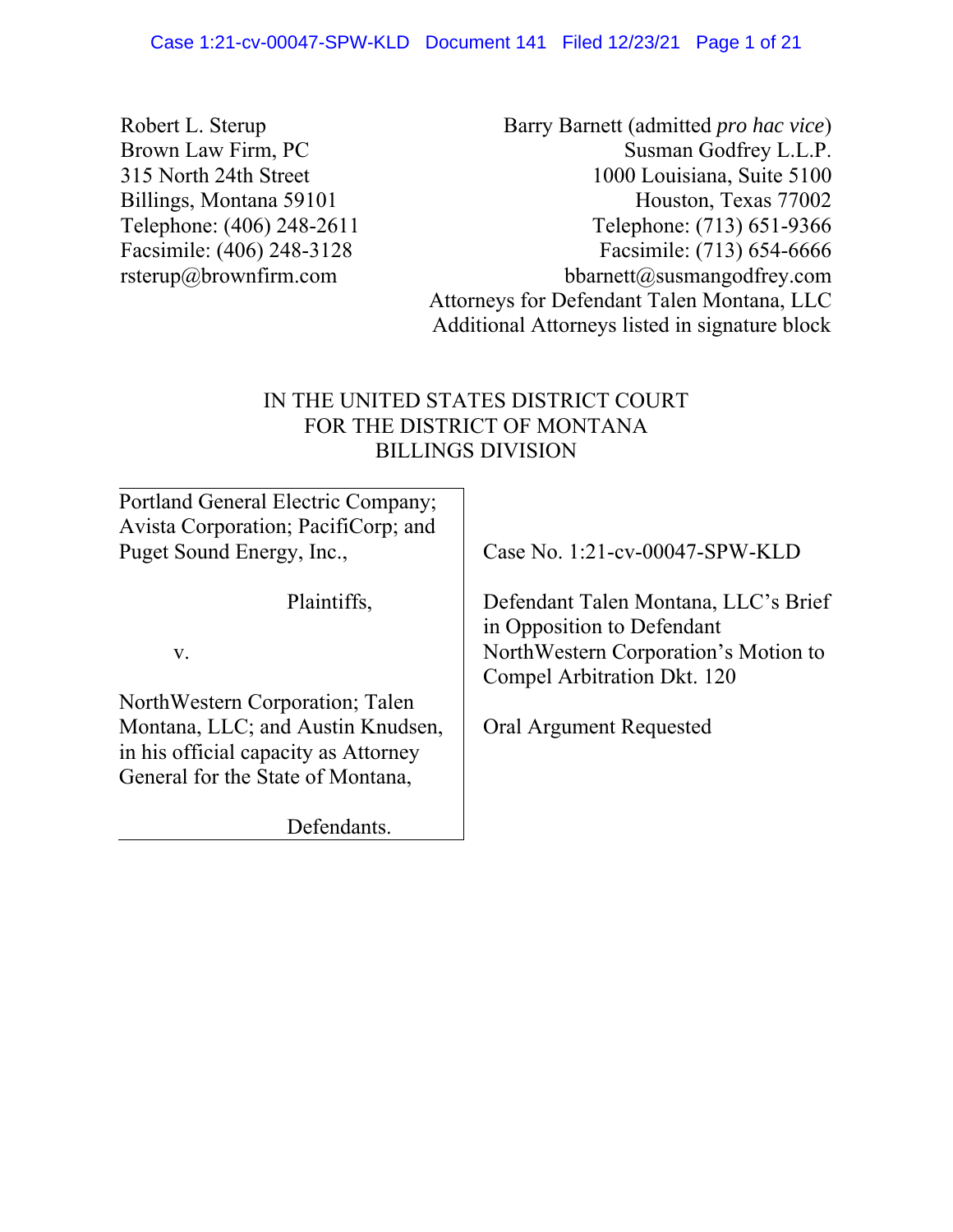Robert L. Sterup
Brown Law Firm, PC
315 North 24th Street
Billings, Montana 59101
Telephone: (406) 248-2611
Facsimile: (406) 248-3128
rsterup@brownfirm.com

Barry Barnett (admitted *pro hac vice*)
Susman Godfrey L.L.P.
1000 Louisiana, Suite 5100
Houston, Texas 77002
Telephone: (713) 651-9366
Facsimile: (713) 654-6666
bbarnett@susmangodfrey.com
Attorneys for Defendant Talen Montana, LLC
Additional Attorneys listed in signature block

IN THE UNITED STATES DISTRICT COURT
FOR THE DISTRICT OF MONTANA
BILLINGS DIVISION

Portland General Electric Company; Avista Corporation; PacifiCorp; and Puget Sound Energy, Inc.,

Plaintiffs,

v.

NorthWestern Corporation; Talen Montana, LLC; and Austin Knudsen, in his official capacity as Attorney General for the State of Montana,

Defendants.

Case No. 1:21-cv-00047-SPW-KLD

Defendant Talen Montana, LLC's Brief in Opposition to Defendant NorthWestern Corporation's Motion to Compel Arbitration Dkt. 120

Oral Argument Requested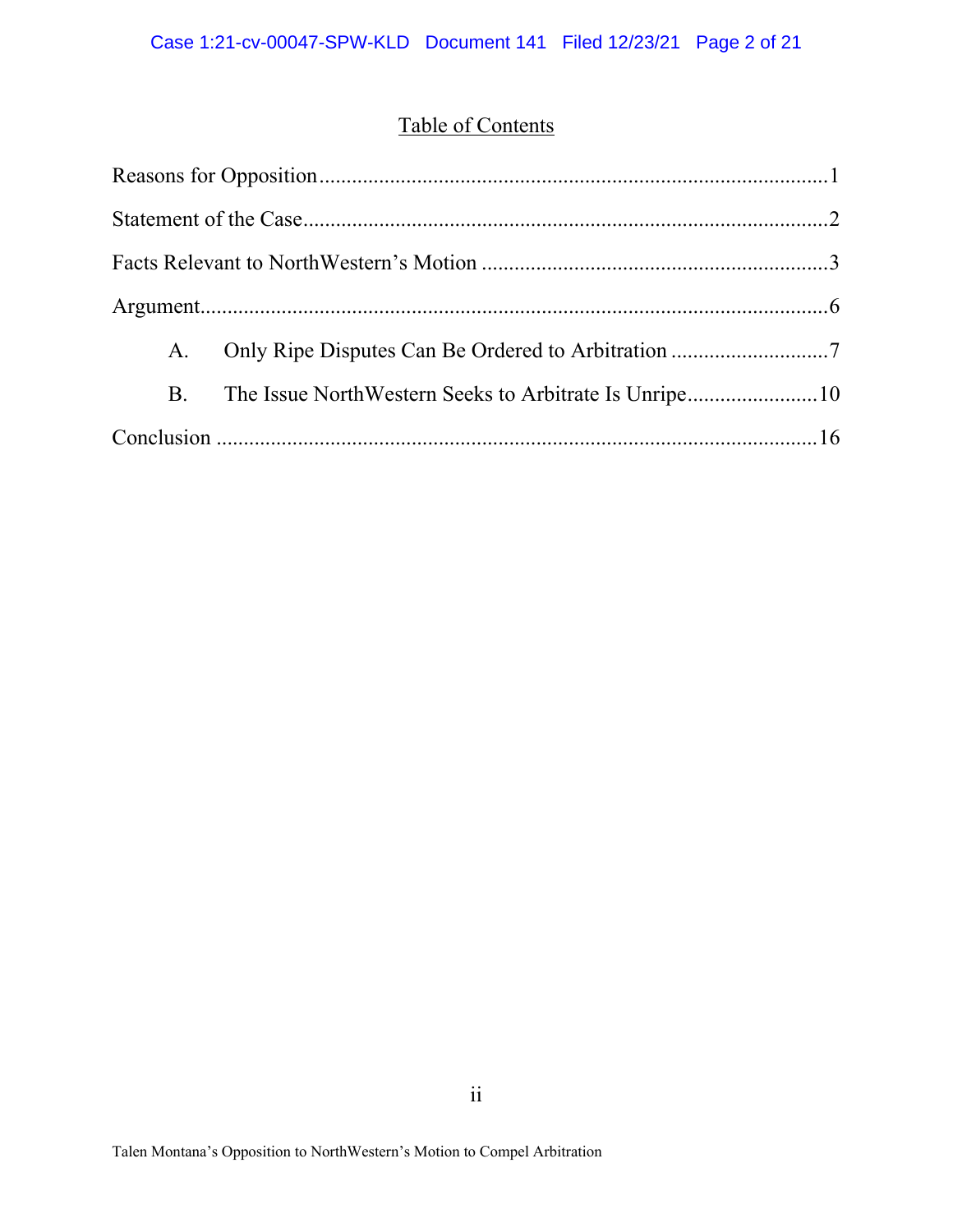# Table of Contents

Reasons for Opposition ............................................................................................1

Statement of the Case ...............................................................................................2

Facts Relevant to NorthWestern's Motion ...............................................................3

Argument...................................................................................................................6

- A. Only Ripe Disputes Can Be Ordered to Arbitration .............................7
- B. The Issue NorthWestern Seeks to Arbitrate Is Unripe........................10

Conclusion ..............................................................................................................16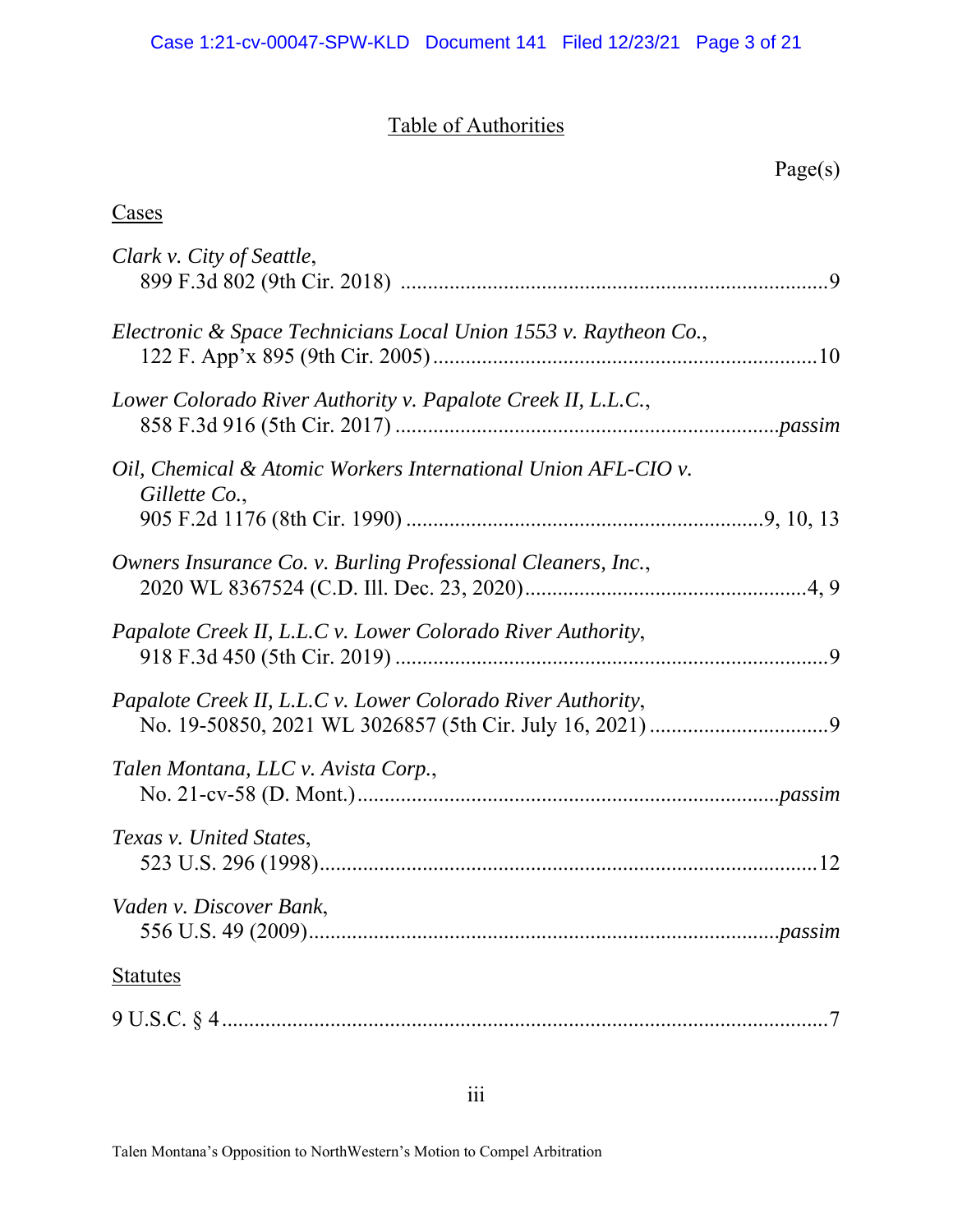# Table of Authorities

Page(s)

## Cases

*Clark v. City of Seattle*,
899 F.3d 802 (9th Cir. 2018) .......................................................................... 9

*Electronic & Space Technicians Local Union 1553 v. Raytheon Co.*,
122 F. App'x 895 (9th Cir. 2005) ..................................................................... 10

*Lower Colorado River Authority v. Papalote Creek II, L.L.C.*,
858 F.3d 916 (5th Cir. 2017) ..................................................................... *passim*

*Oil, Chemical & Atomic Workers International Union AFL-CIO v. Gillette Co.*,
905 F.2d 1176 (8th Cir. 1990) ................................................................ 9, 10, 13

*Owners Insurance Co. v. Burling Professional Cleaners, Inc.*,
2020 WL 8367524 (C.D. Ill. Dec. 23, 2020) .................................................. 4, 9

*Papalote Creek II, L.L.C v. Lower Colorado River Authority*,
918 F.3d 450 (5th Cir. 2019) .............................................................................. 9

*Papalote Creek II, L.L.C v. Lower Colorado River Authority*,
No. 19-50850, 2021 WL 3026857 (5th Cir. July 16, 2021) ................................ 9

*Talen Montana, LLC v. Avista Corp.*,
No. 21-cv-58 (D. Mont.) ............................................................................ *passim*

*Texas v. United States*,
523 U.S. 296 (1998) ......................................................................................... 12

*Vaden v. Discover Bank*,
556 U.S. 49 (2009) ................................................................................... *passim*

## Statutes

9 U.S.C. § 4 ............................................................................................................. 7

Talen Montana's Opposition to NorthWestern's Motion to Compel Arbitration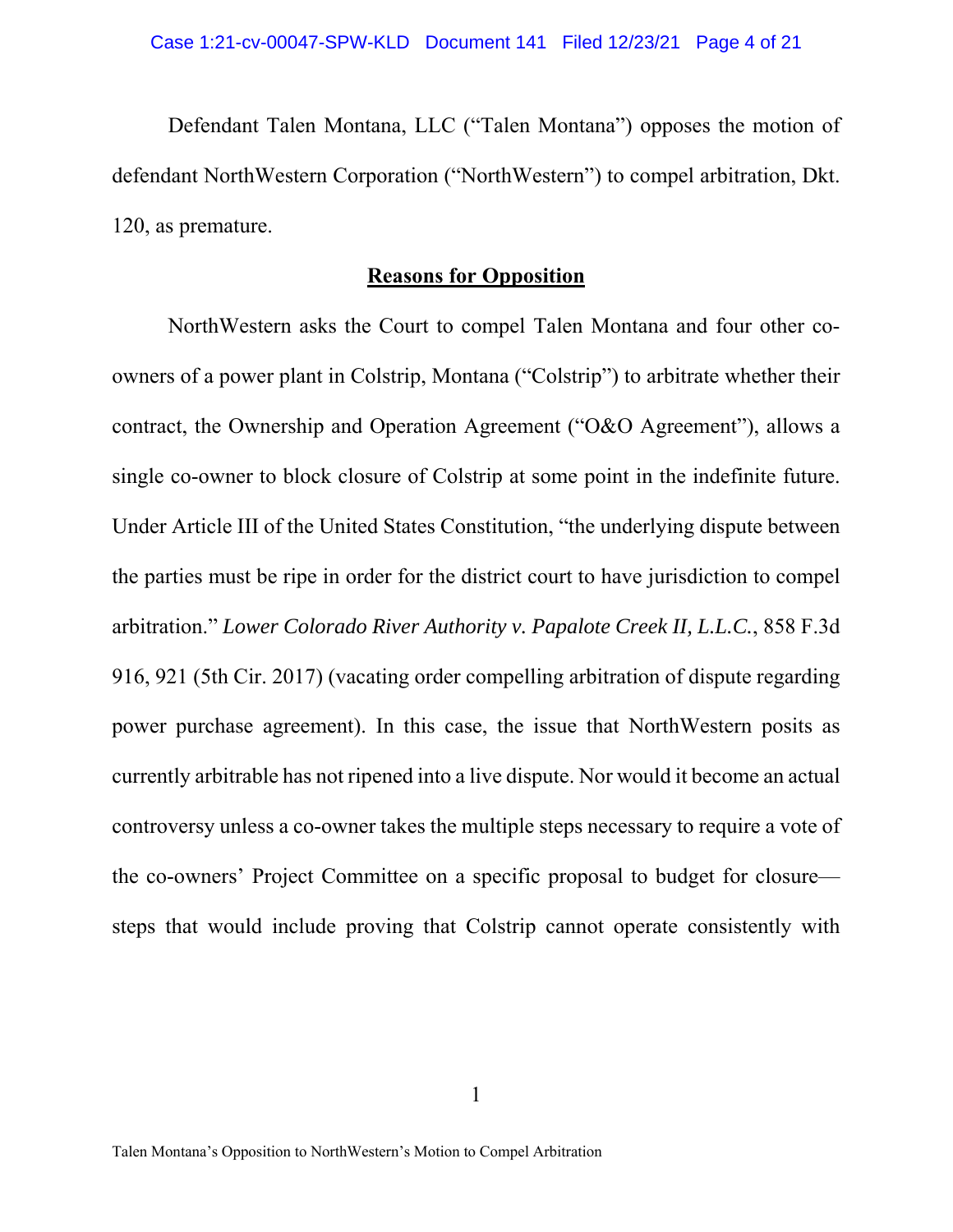Defendant Talen Montana, LLC ("Talen Montana") opposes the motion of defendant NorthWestern Corporation ("NorthWestern") to compel arbitration, Dkt. 120, as premature.

## **Reasons for Opposition**

NorthWestern asks the Court to compel Talen Montana and four other co-owners of a power plant in Colstrip, Montana ("Colstrip") to arbitrate whether their contract, the Ownership and Operation Agreement ("O&O Agreement"), allows a single co-owner to block closure of Colstrip at some point in the indefinite future. Under Article III of the United States Constitution, "the underlying dispute between the parties must be ripe in order for the district court to have jurisdiction to compel arbitration." *Lower Colorado River Authority v. Papalote Creek II, L.L.C.*, 858 F.3d 916, 921 (5th Cir. 2017) (vacating order compelling arbitration of dispute regarding power purchase agreement). In this case, the issue that NorthWestern posits as currently arbitrable has not ripened into a live dispute. Nor would it become an actual controversy unless a co-owner takes the multiple steps necessary to require a vote of the co-owners' Project Committee on a specific proposal to budget for closure—steps that would include proving that Colstrip cannot operate consistently with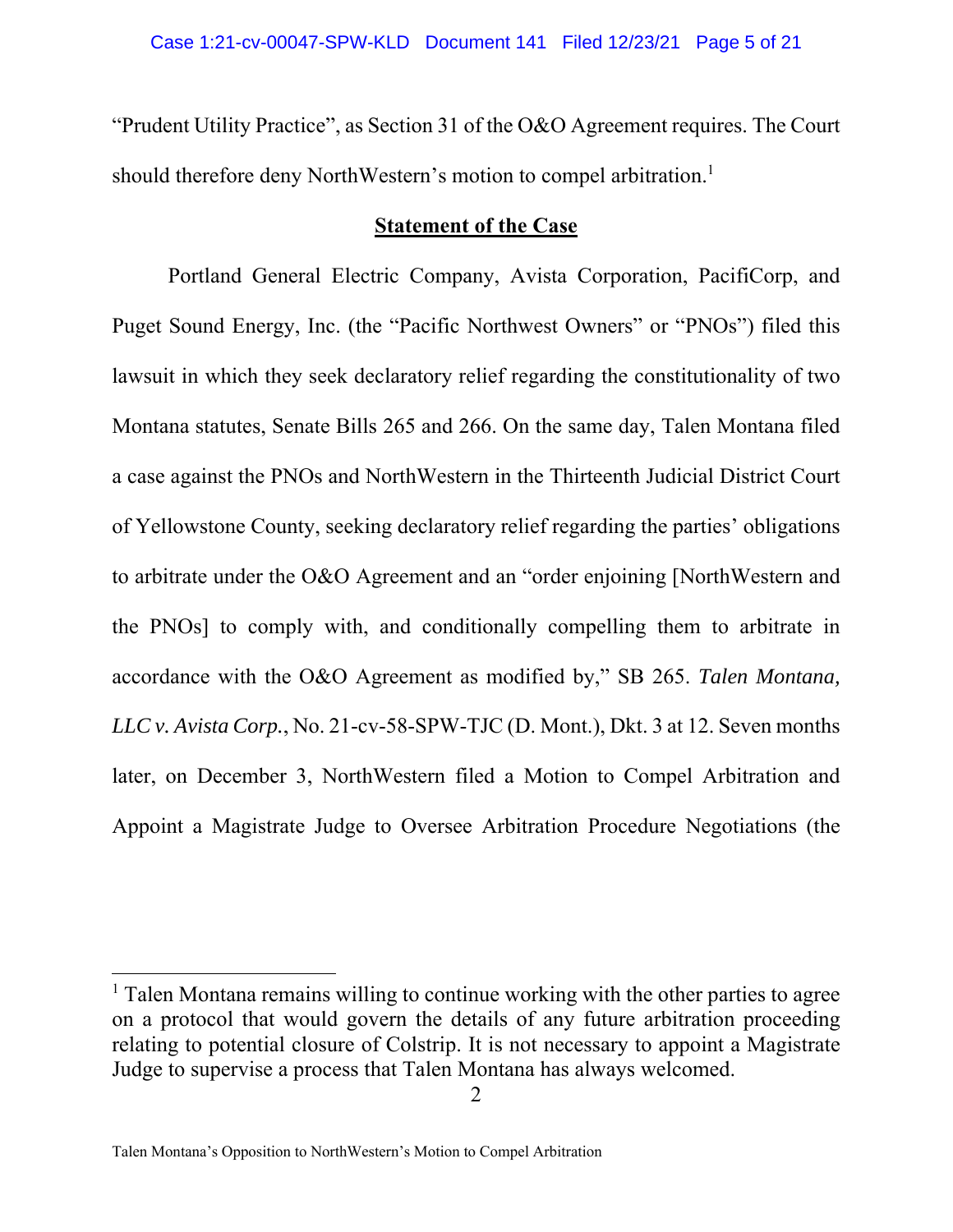"Prudent Utility Practice", as Section 31 of the O&O Agreement requires. The Court should therefore deny NorthWestern's motion to compel arbitration.[1]

## Statement of the Case

Portland General Electric Company, Avista Corporation, PacifiCorp, and Puget Sound Energy, Inc. (the "Pacific Northwest Owners" or "PNOs") filed this lawsuit in which they seek declaratory relief regarding the constitutionality of two Montana statutes, Senate Bills 265 and 266. On the same day, Talen Montana filed a case against the PNOs and NorthWestern in the Thirteenth Judicial District Court of Yellowstone County, seeking declaratory relief regarding the parties' obligations to arbitrate under the O&O Agreement and an "order enjoining [NorthWestern and the PNOs] to comply with, and conditionally compelling them to arbitrate in accordance with the O&O Agreement as modified by," SB 265. *Talen Montana, LLC v. Avista Corp.*, No. 21-cv-58-SPW-TJC (D. Mont.), Dkt. 3 at 12. Seven months later, on December 3, NorthWestern filed a Motion to Compel Arbitration and Appoint a Magistrate Judge to Oversee Arbitration Procedure Negotiations (the

---

[1] Talen Montana remains willing to continue working with the other parties to agree on a protocol that would govern the details of any future arbitration proceeding relating to potential closure of Colstrip. It is not necessary to appoint a Magistrate Judge to supervise a process that Talen Montana has always welcomed.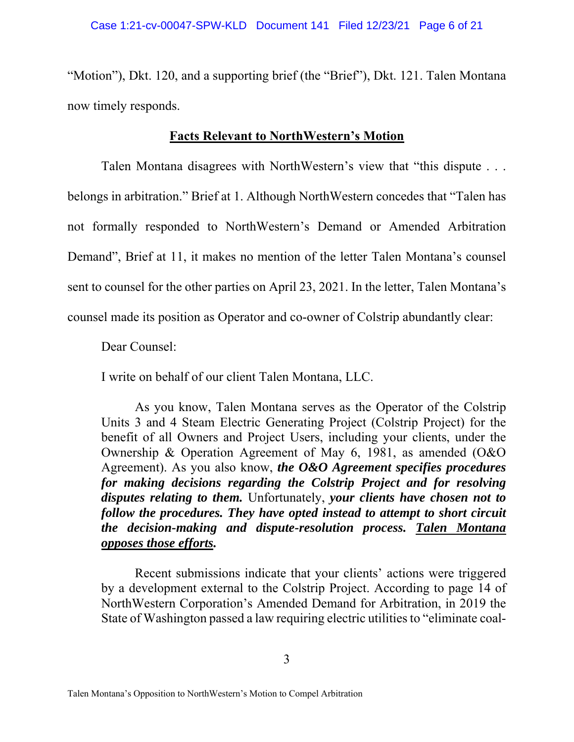"Motion"), Dkt. 120, and a supporting brief (the "Brief"), Dkt. 121. Talen Montana now timely responds.

## <u>Facts Relevant to NorthWestern's Motion</u>

Talen Montana disagrees with NorthWestern's view that "this dispute . . . belongs in arbitration." Brief at 1. Although NorthWestern concedes that "Talen has not formally responded to NorthWestern's Demand or Amended Arbitration Demand", Brief at 11, it makes no mention of the letter Talen Montana's counsel sent to counsel for the other parties on April 23, 2021. In the letter, Talen Montana's counsel made its position as Operator and co-owner of Colstrip abundantly clear:

> Dear Counsel:
>
> I write on behalf of our client Talen Montana, LLC.
>
> As you know, Talen Montana serves as the Operator of the Colstrip Units 3 and 4 Steam Electric Generating Project (Colstrip Project) for the benefit of all Owners and Project Users, including your clients, under the Ownership & Operation Agreement of May 6, 1981, as amended (O&O Agreement). As you also know, ***the O&O Agreement specifies procedures for making decisions regarding the Colstrip Project and for resolving disputes relating to them.*** Unfortunately, ***your clients have chosen not to follow the procedures. They have opted instead to attempt to short circuit the decision-making and dispute-resolution process. <u>Talen Montana opposes those efforts</u>.***
>
> Recent submissions indicate that your clients' actions were triggered by a development external to the Colstrip Project. According to page 14 of NorthWestern Corporation's Amended Demand for Arbitration, in 2019 the State of Washington passed a law requiring electric utilities to "eliminate coal-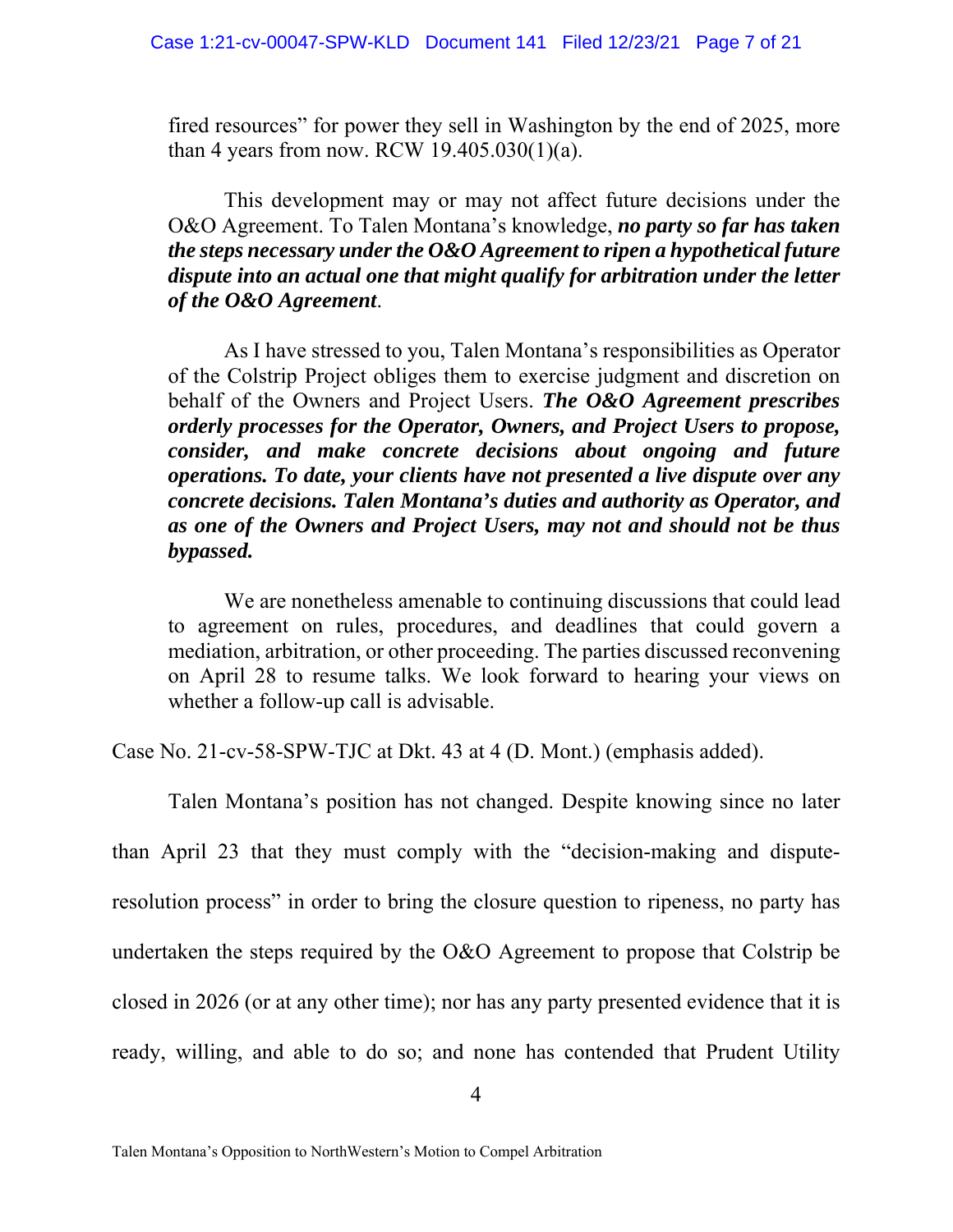> fired resources" for power they sell in Washington by the end of 2025, more than 4 years from now. RCW 19.405.030(1)(a).
>
> This development may or may not affect future decisions under the O&O Agreement. To Talen Montana's knowledge, ***no party so far has taken the steps necessary under the O&O Agreement to ripen a hypothetical future dispute into an actual one that might qualify for arbitration under the letter of the O&O Agreement***.
>
> As I have stressed to you, Talen Montana's responsibilities as Operator of the Colstrip Project obliges them to exercise judgment and discretion on behalf of the Owners and Project Users. ***The O&O Agreement prescribes orderly processes for the Operator, Owners, and Project Users to propose, consider, and make concrete decisions about ongoing and future operations. To date, your clients have not presented a live dispute over any concrete decisions. Talen Montana's duties and authority as Operator, and as one of the Owners and Project Users, may not and should not be thus bypassed.***
>
> We are nonetheless amenable to continuing discussions that could lead to agreement on rules, procedures, and deadlines that could govern a mediation, arbitration, or other proceeding. The parties discussed reconvening on April 28 to resume talks. We look forward to hearing your views on whether a follow-up call is advisable.

Case No. 21-cv-58-SPW-TJC at Dkt. 43 at 4 (D. Mont.) (emphasis added).

Talen Montana's position has not changed. Despite knowing since no later than April 23 that they must comply with the "decision-making and dispute-resolution process" in order to bring the closure question to ripeness, no party has undertaken the steps required by the O&O Agreement to propose that Colstrip be closed in 2026 (or at any other time); nor has any party presented evidence that it is ready, willing, and able to do so; and none has contended that Prudent Utility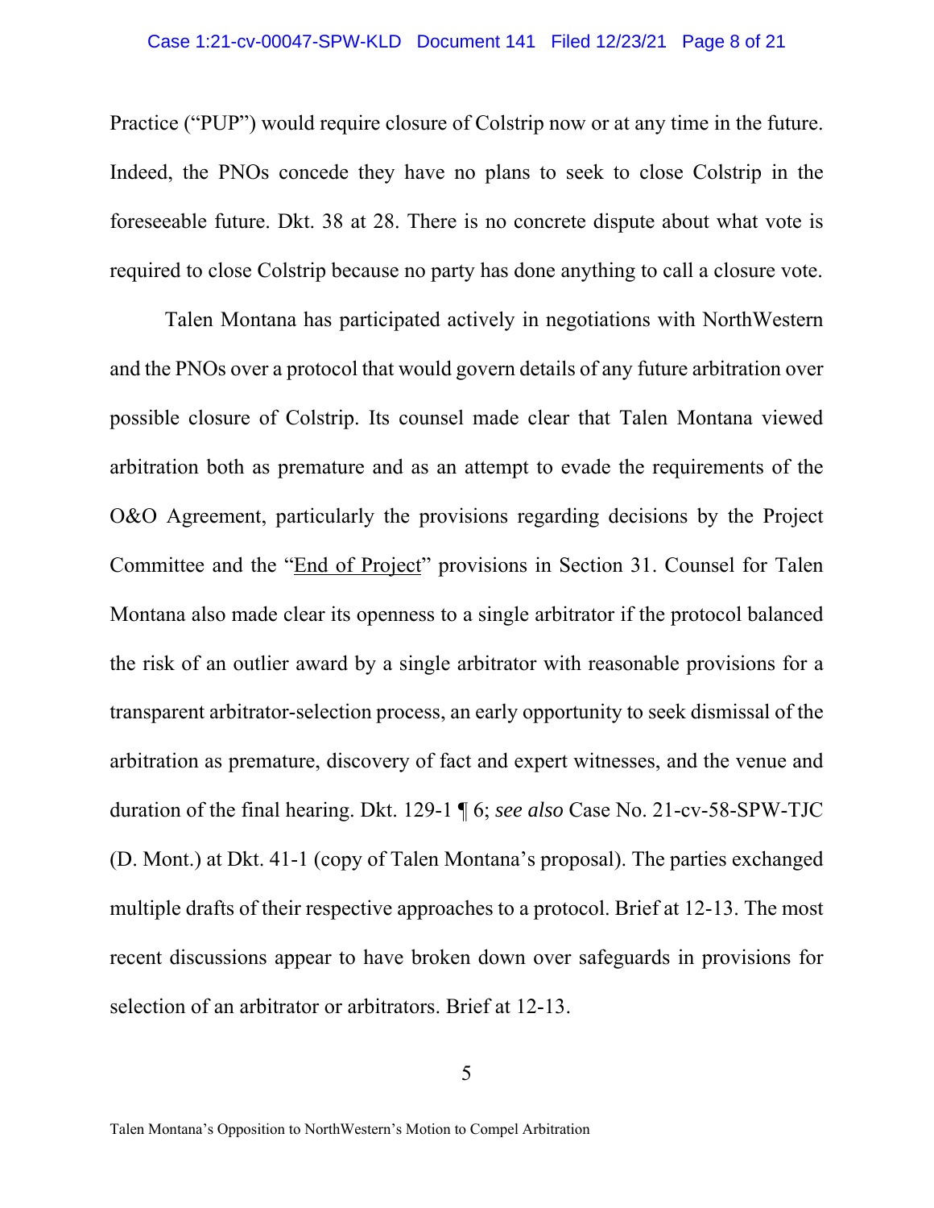Practice ("PUP") would require closure of Colstrip now or at any time in the future. Indeed, the PNOs concede they have no plans to seek to close Colstrip in the foreseeable future. Dkt. 38 at 28. There is no concrete dispute about what vote is required to close Colstrip because no party has done anything to call a closure vote.

Talen Montana has participated actively in negotiations with NorthWestern and the PNOs over a protocol that would govern details of any future arbitration over possible closure of Colstrip. Its counsel made clear that Talen Montana viewed arbitration both as premature and as an attempt to evade the requirements of the O&O Agreement, particularly the provisions regarding decisions by the Project Committee and the "End of Project" provisions in Section 31. Counsel for Talen Montana also made clear its openness to a single arbitrator if the protocol balanced the risk of an outlier award by a single arbitrator with reasonable provisions for a transparent arbitrator-selection process, an early opportunity to seek dismissal of the arbitration as premature, discovery of fact and expert witnesses, and the venue and duration of the final hearing. Dkt. 129-1 ¶ 6; *see also* Case No. 21-cv-58-SPW-TJC (D. Mont.) at Dkt. 41-1 (copy of Talen Montana's proposal). The parties exchanged multiple drafts of their respective approaches to a protocol. Brief at 12-13. The most recent discussions appear to have broken down over safeguards in provisions for selection of an arbitrator or arbitrators. Brief at 12-13.

Talen Montana's Opposition to NorthWestern's Motion to Compel Arbitration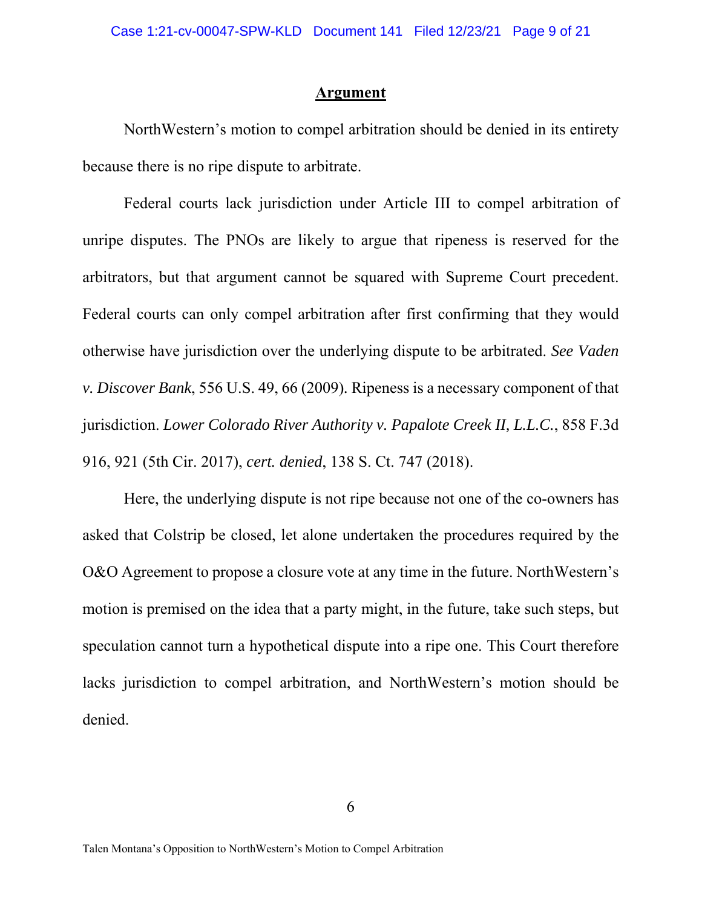## Argument

NorthWestern's motion to compel arbitration should be denied in its entirety because there is no ripe dispute to arbitrate.

Federal courts lack jurisdiction under Article III to compel arbitration of unripe disputes. The PNOs are likely to argue that ripeness is reserved for the arbitrators, but that argument cannot be squared with Supreme Court precedent. Federal courts can only compel arbitration after first confirming that they would otherwise have jurisdiction over the underlying dispute to be arbitrated. *See Vaden v. Discover Bank*, 556 U.S. 49, 66 (2009). Ripeness is a necessary component of that jurisdiction. *Lower Colorado River Authority v. Papalote Creek II, L.L.C.*, 858 F.3d 916, 921 (5th Cir. 2017), *cert. denied*, 138 S. Ct. 747 (2018).

Here, the underlying dispute is not ripe because not one of the co-owners has asked that Colstrip be closed, let alone undertaken the procedures required by the O&O Agreement to propose a closure vote at any time in the future. NorthWestern's motion is premised on the idea that a party might, in the future, take such steps, but speculation cannot turn a hypothetical dispute into a ripe one. This Court therefore lacks jurisdiction to compel arbitration, and NorthWestern's motion should be denied.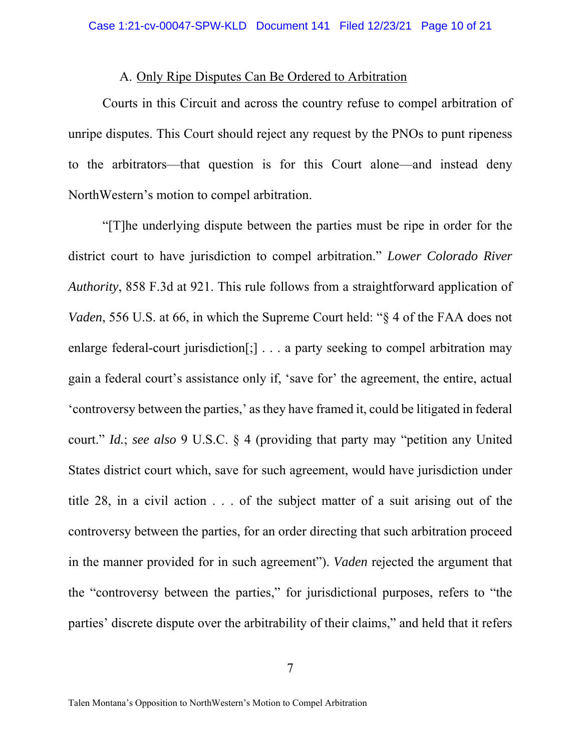### A. Only Ripe Disputes Can Be Ordered to Arbitration

Courts in this Circuit and across the country refuse to compel arbitration of unripe disputes. This Court should reject any request by the PNOs to punt ripeness to the arbitrators—that question is for this Court alone—and instead deny NorthWestern's motion to compel arbitration.

"[T]he underlying dispute between the parties must be ripe in order for the district court to have jurisdiction to compel arbitration." *Lower Colorado River Authority*, 858 F.3d at 921. This rule follows from a straightforward application of *Vaden*, 556 U.S. at 66, in which the Supreme Court held: "§ 4 of the FAA does not enlarge federal-court jurisdiction[;] . . . a party seeking to compel arbitration may gain a federal court's assistance only if, 'save for' the agreement, the entire, actual 'controversy between the parties,' as they have framed it, could be litigated in federal court." *Id.*; *see also* 9 U.S.C. § 4 (providing that party may "petition any United States district court which, save for such agreement, would have jurisdiction under title 28, in a civil action . . . of the subject matter of a suit arising out of the controversy between the parties, for an order directing that such arbitration proceed in the manner provided for in such agreement"). *Vaden* rejected the argument that the "controversy between the parties," for jurisdictional purposes, refers to "the parties' discrete dispute over the arbitrability of their claims," and held that it refers

Talen Montana's Opposition to NorthWestern's Motion to Compel Arbitration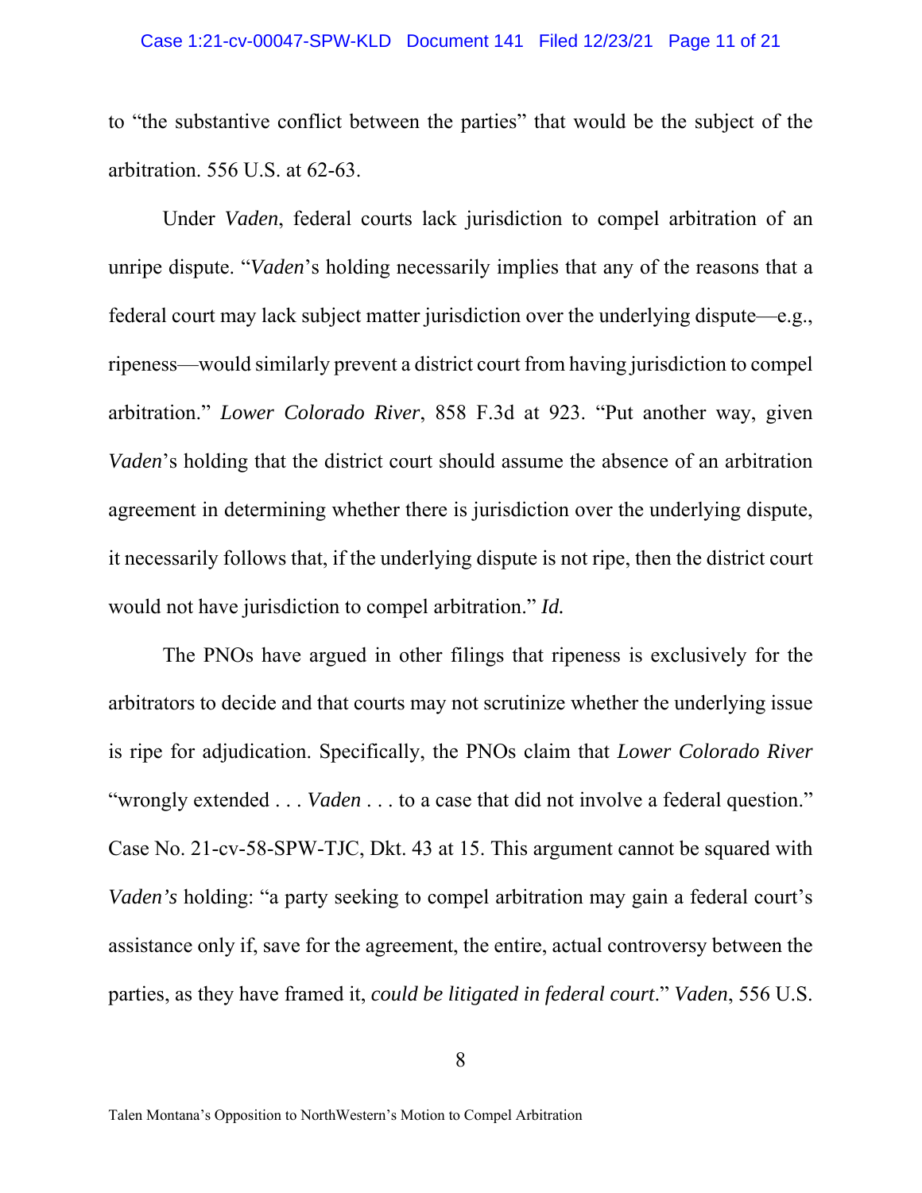to "the substantive conflict between the parties" that would be the subject of the arbitration. 556 U.S. at 62-63.

Under *Vaden*, federal courts lack jurisdiction to compel arbitration of an unripe dispute. "*Vaden*'s holding necessarily implies that any of the reasons that a federal court may lack subject matter jurisdiction over the underlying dispute—e.g., ripeness—would similarly prevent a district court from having jurisdiction to compel arbitration." *Lower Colorado River*, 858 F.3d at 923. "Put another way, given *Vaden*'s holding that the district court should assume the absence of an arbitration agreement in determining whether there is jurisdiction over the underlying dispute, it necessarily follows that, if the underlying dispute is not ripe, then the district court would not have jurisdiction to compel arbitration." *Id.*

The PNOs have argued in other filings that ripeness is exclusively for the arbitrators to decide and that courts may not scrutinize whether the underlying issue is ripe for adjudication. Specifically, the PNOs claim that *Lower Colorado River* "wrongly extended . . . *Vaden* . . . to a case that did not involve a federal question." Case No. 21-cv-58-SPW-TJC, Dkt. 43 at 15. This argument cannot be squared with *Vaden's* holding: "a party seeking to compel arbitration may gain a federal court's assistance only if, save for the agreement, the entire, actual controversy between the parties, as they have framed it, *could be litigated in federal court*." *Vaden*, 556 U.S.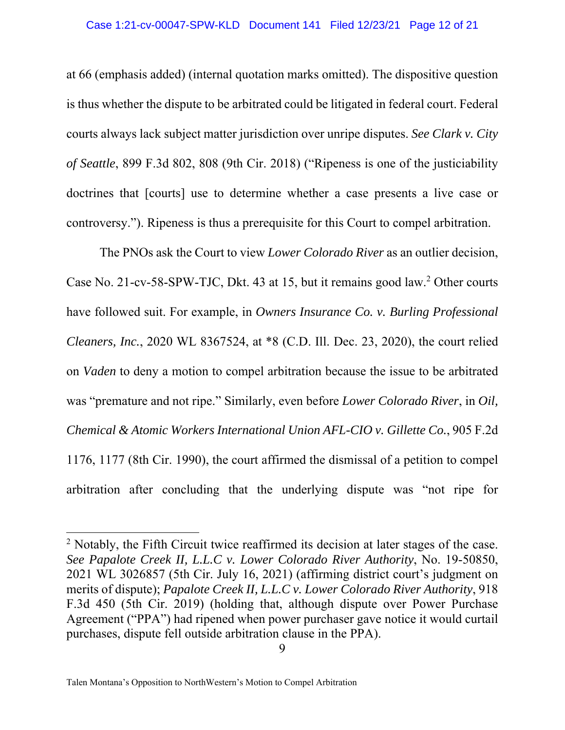at 66 (emphasis added) (internal quotation marks omitted). The dispositive question is thus whether the dispute to be arbitrated could be litigated in federal court. Federal courts always lack subject matter jurisdiction over unripe disputes. *See Clark v. City of Seattle*, 899 F.3d 802, 808 (9th Cir. 2018) ("Ripeness is one of the justiciability doctrines that [courts] use to determine whether a case presents a live case or controversy."). Ripeness is thus a prerequisite for this Court to compel arbitration.

The PNOs ask the Court to view *Lower Colorado River* as an outlier decision, Case No. 21-cv-58-SPW-TJC, Dkt. 43 at 15, but it remains good law.[2] Other courts have followed suit. For example, in *Owners Insurance Co. v. Burling Professional Cleaners, Inc.*, 2020 WL 8367524, at *8 (C.D. Ill. Dec. 23, 2020), the court relied on *Vaden* to deny a motion to compel arbitration because the issue to be arbitrated was "premature and not ripe." Similarly, even before *Lower Colorado River*, in *Oil, Chemical & Atomic Workers International Union AFL-CIO v. Gillette Co.*, 905 F.2d 1176, 1177 (8th Cir. 1990), the court affirmed the dismissal of a petition to compel arbitration after concluding that the underlying dispute was "not ripe for

---

[2] Notably, the Fifth Circuit twice reaffirmed its decision at later stages of the case. *See Papalote Creek II, L.L.C v. Lower Colorado River Authority*, No. 19-50850, 2021 WL 3026857 (5th Cir. July 16, 2021) (affirming district court's judgment on merits of dispute); *Papalote Creek II, L.L.C v. Lower Colorado River Authority*, 918 F.3d 450 (5th Cir. 2019) (holding that, although dispute over Power Purchase Agreement ("PPA") had ripened when power purchaser gave notice it would curtail purchases, dispute fell outside arbitration clause in the PPA).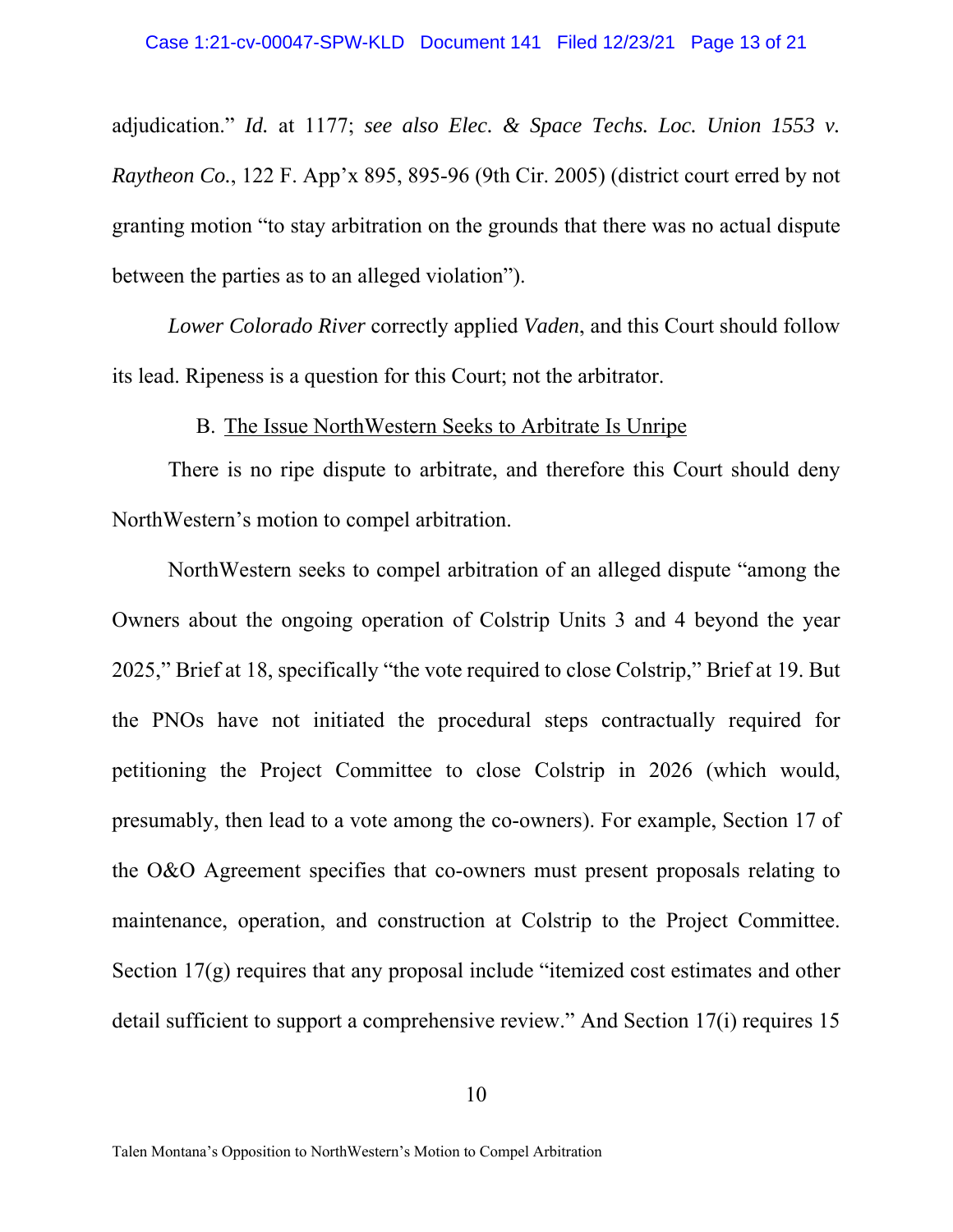adjudication." *Id.* at 1177; *see also Elec. & Space Techs. Loc. Union 1553 v. Raytheon Co.*, 122 F. App'x 895, 895-96 (9th Cir. 2005) (district court erred by not granting motion "to stay arbitration on the grounds that there was no actual dispute between the parties as to an alleged violation").

*Lower Colorado River* correctly applied *Vaden*, and this Court should follow its lead. Ripeness is a question for this Court; not the arbitrator.

B. <u>The Issue NorthWestern Seeks to Arbitrate Is Unripe</u>

There is no ripe dispute to arbitrate, and therefore this Court should deny NorthWestern's motion to compel arbitration.

NorthWestern seeks to compel arbitration of an alleged dispute "among the Owners about the ongoing operation of Colstrip Units 3 and 4 beyond the year 2025," Brief at 18, specifically "the vote required to close Colstrip," Brief at 19. But the PNOs have not initiated the procedural steps contractually required for petitioning the Project Committee to close Colstrip in 2026 (which would, presumably, then lead to a vote among the co-owners). For example, Section 17 of the O&O Agreement specifies that co-owners must present proposals relating to maintenance, operation, and construction at Colstrip to the Project Committee. Section 17(g) requires that any proposal include "itemized cost estimates and other detail sufficient to support a comprehensive review." And Section 17(i) requires 15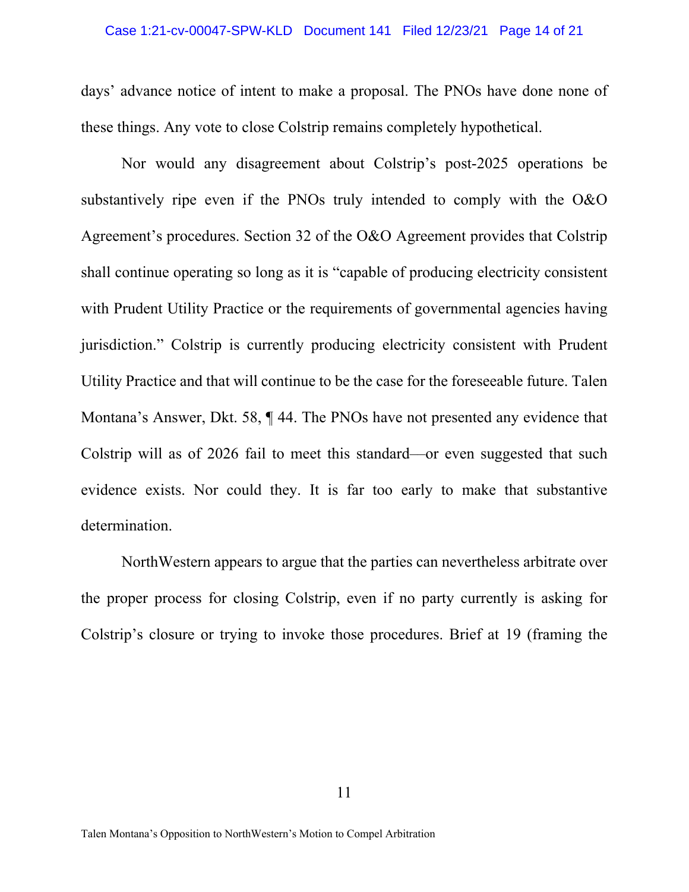days' advance notice of intent to make a proposal. The PNOs have done none of these things. Any vote to close Colstrip remains completely hypothetical.

Nor would any disagreement about Colstrip's post-2025 operations be substantively ripe even if the PNOs truly intended to comply with the O&O Agreement's procedures. Section 32 of the O&O Agreement provides that Colstrip shall continue operating so long as it is "capable of producing electricity consistent with Prudent Utility Practice or the requirements of governmental agencies having jurisdiction." Colstrip is currently producing electricity consistent with Prudent Utility Practice and that will continue to be the case for the foreseeable future. Talen Montana's Answer, Dkt. 58, ¶ 44. The PNOs have not presented any evidence that Colstrip will as of 2026 fail to meet this standard—or even suggested that such evidence exists. Nor could they. It is far too early to make that substantive determination.

NorthWestern appears to argue that the parties can nevertheless arbitrate over the proper process for closing Colstrip, even if no party currently is asking for Colstrip's closure or trying to invoke those procedures. Brief at 19 (framing the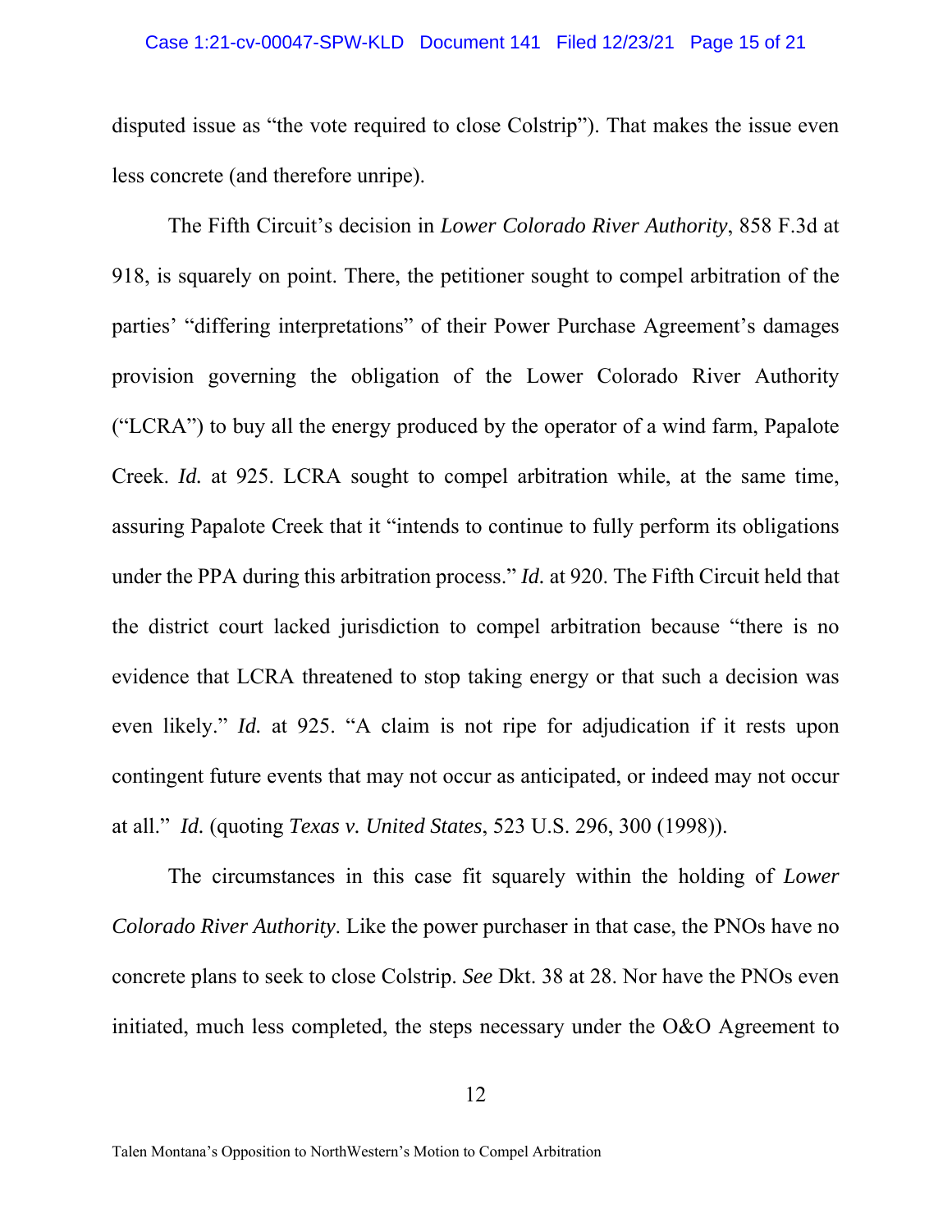disputed issue as "the vote required to close Colstrip"). That makes the issue even less concrete (and therefore unripe).

The Fifth Circuit's decision in *Lower Colorado River Authority*, 858 F.3d at 918, is squarely on point. There, the petitioner sought to compel arbitration of the parties' "differing interpretations" of their Power Purchase Agreement's damages provision governing the obligation of the Lower Colorado River Authority ("LCRA") to buy all the energy produced by the operator of a wind farm, Papalote Creek. *Id.* at 925. LCRA sought to compel arbitration while, at the same time, assuring Papalote Creek that it "intends to continue to fully perform its obligations under the PPA during this arbitration process." *Id.* at 920. The Fifth Circuit held that the district court lacked jurisdiction to compel arbitration because "there is no evidence that LCRA threatened to stop taking energy or that such a decision was even likely." *Id.* at 925. "A claim is not ripe for adjudication if it rests upon contingent future events that may not occur as anticipated, or indeed may not occur at all." *Id.* (quoting *Texas v. United States*, 523 U.S. 296, 300 (1998)).

The circumstances in this case fit squarely within the holding of *Lower Colorado River Authority*. Like the power purchaser in that case, the PNOs have no concrete plans to seek to close Colstrip. *See* Dkt. 38 at 28. Nor have the PNOs even initiated, much less completed, the steps necessary under the O&O Agreement to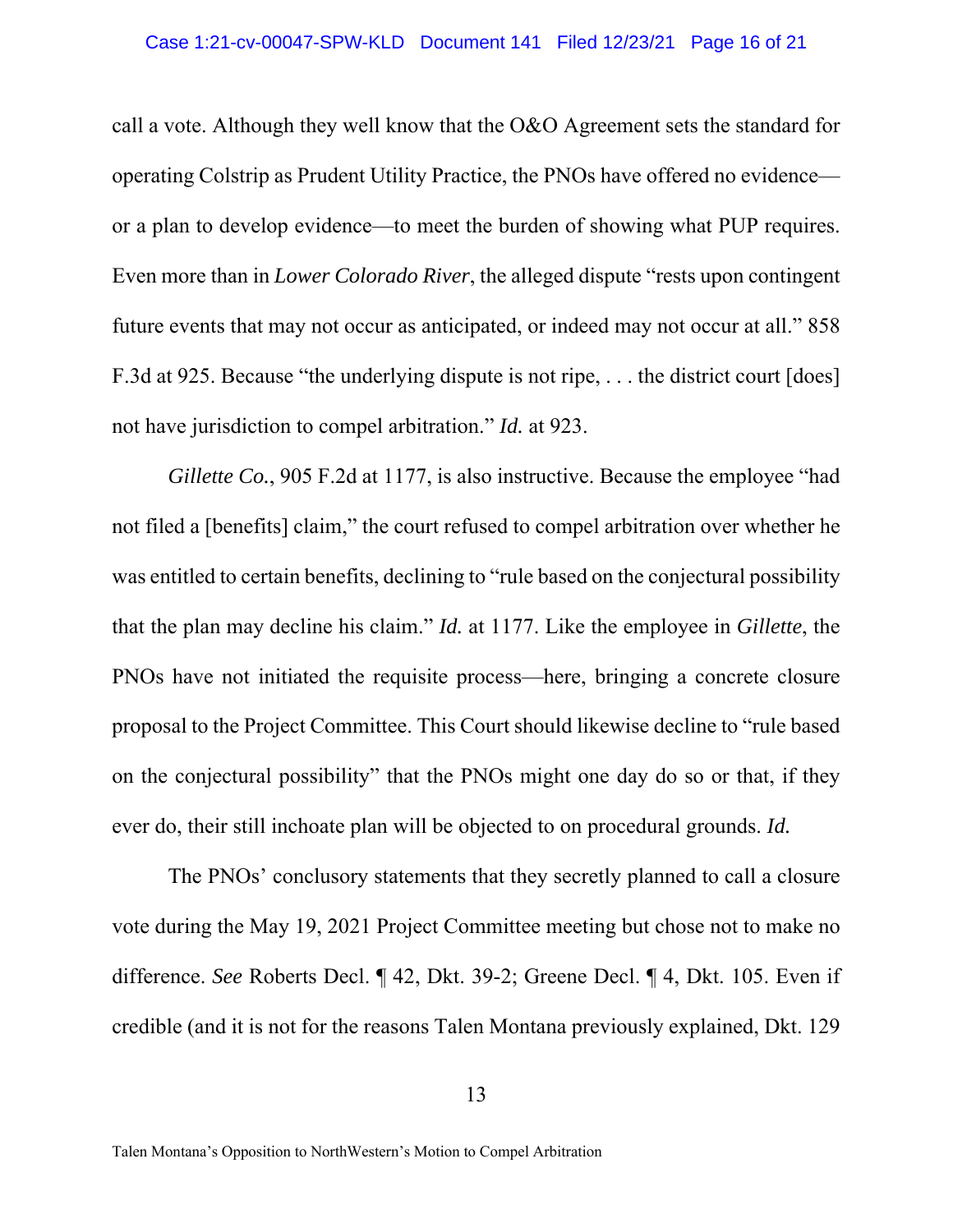call a vote. Although they well know that the O&O Agreement sets the standard for operating Colstrip as Prudent Utility Practice, the PNOs have offered no evidence—or a plan to develop evidence—to meet the burden of showing what PUP requires. Even more than in *Lower Colorado River*, the alleged dispute "rests upon contingent future events that may not occur as anticipated, or indeed may not occur at all." 858 F.3d at 925. Because "the underlying dispute is not ripe, . . . the district court [does] not have jurisdiction to compel arbitration." *Id.* at 923.

*Gillette Co.*, 905 F.2d at 1177, is also instructive. Because the employee "had not filed a [benefits] claim," the court refused to compel arbitration over whether he was entitled to certain benefits, declining to "rule based on the conjectural possibility that the plan may decline his claim." *Id.* at 1177. Like the employee in *Gillette*, the PNOs have not initiated the requisite process—here, bringing a concrete closure proposal to the Project Committee. This Court should likewise decline to "rule based on the conjectural possibility" that the PNOs might one day do so or that, if they ever do, their still inchoate plan will be objected to on procedural grounds. *Id.*

The PNOs' conclusory statements that they secretly planned to call a closure vote during the May 19, 2021 Project Committee meeting but chose not to make no difference. *See* Roberts Decl. ¶ 42, Dkt. 39-2; Greene Decl. ¶ 4, Dkt. 105. Even if credible (and it is not for the reasons Talen Montana previously explained, Dkt. 129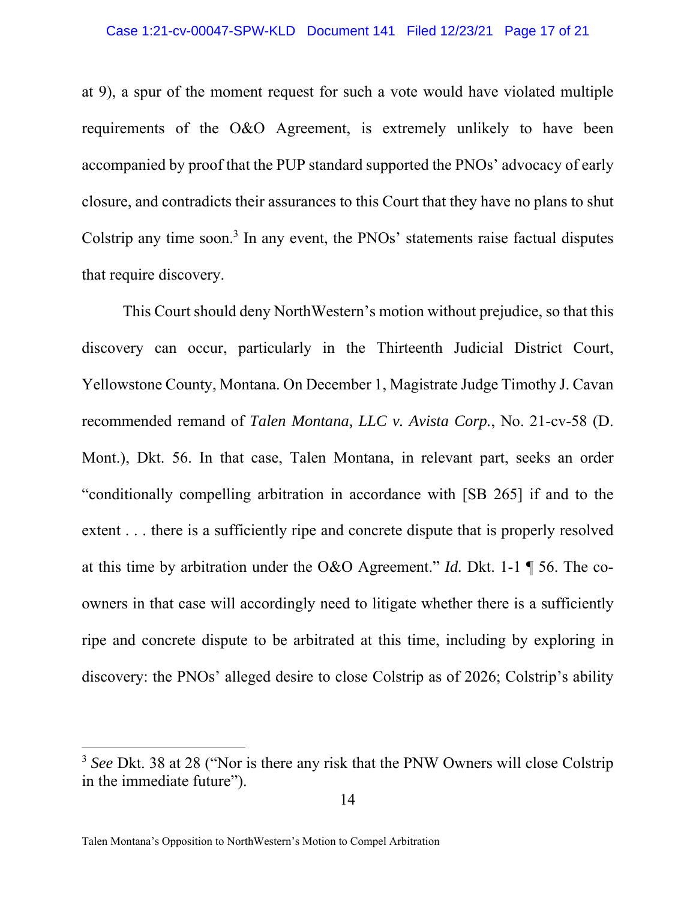at 9), a spur of the moment request for such a vote would have violated multiple requirements of the O&O Agreement, is extremely unlikely to have been accompanied by proof that the PUP standard supported the PNOs' advocacy of early closure, and contradicts their assurances to this Court that they have no plans to shut Colstrip any time soon.[3] In any event, the PNOs' statements raise factual disputes that require discovery.

This Court should deny NorthWestern's motion without prejudice, so that this discovery can occur, particularly in the Thirteenth Judicial District Court, Yellowstone County, Montana. On December 1, Magistrate Judge Timothy J. Cavan recommended remand of *Talen Montana, LLC v. Avista Corp.*, No. 21-cv-58 (D. Mont.), Dkt. 56. In that case, Talen Montana, in relevant part, seeks an order "conditionally compelling arbitration in accordance with [SB 265] if and to the extent . . . there is a sufficiently ripe and concrete dispute that is properly resolved at this time by arbitration under the O&O Agreement." *Id.* Dkt. 1-1 ¶ 56. The co-owners in that case will accordingly need to litigate whether there is a sufficiently ripe and concrete dispute to be arbitrated at this time, including by exploring in discovery: the PNOs' alleged desire to close Colstrip as of 2026; Colstrip's ability

---

[3] *See* Dkt. 38 at 28 ("Nor is there any risk that the PNW Owners will close Colstrip in the immediate future").

Talen Montana's Opposition to NorthWestern's Motion to Compel Arbitration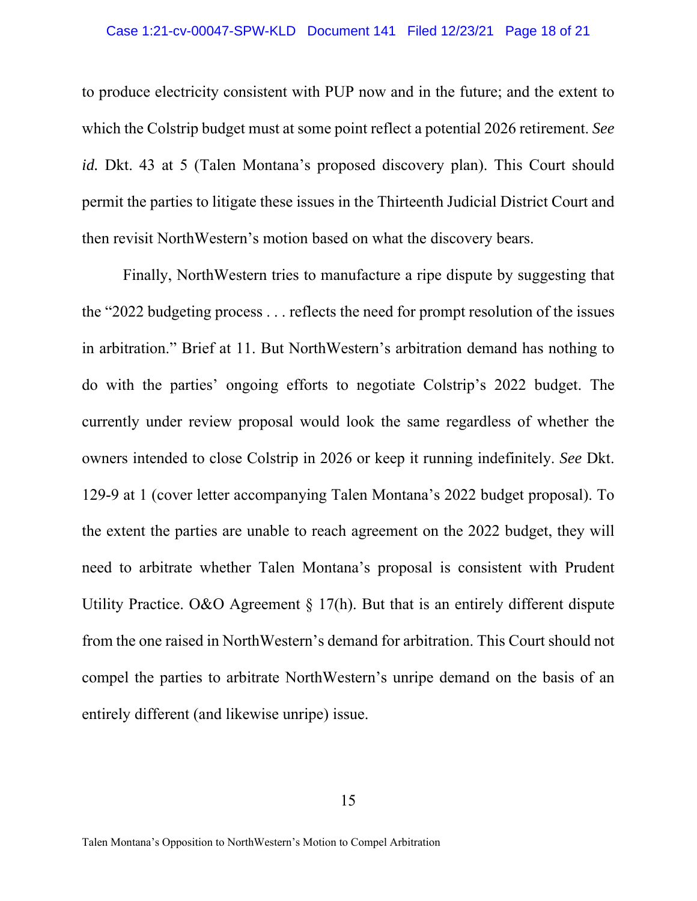to produce electricity consistent with PUP now and in the future; and the extent to which the Colstrip budget must at some point reflect a potential 2026 retirement. *See id.* Dkt. 43 at 5 (Talen Montana's proposed discovery plan). This Court should permit the parties to litigate these issues in the Thirteenth Judicial District Court and then revisit NorthWestern's motion based on what the discovery bears.

Finally, NorthWestern tries to manufacture a ripe dispute by suggesting that the "2022 budgeting process . . . reflects the need for prompt resolution of the issues in arbitration." Brief at 11. But NorthWestern's arbitration demand has nothing to do with the parties' ongoing efforts to negotiate Colstrip's 2022 budget. The currently under review proposal would look the same regardless of whether the owners intended to close Colstrip in 2026 or keep it running indefinitely. *See* Dkt. 129-9 at 1 (cover letter accompanying Talen Montana's 2022 budget proposal). To the extent the parties are unable to reach agreement on the 2022 budget, they will need to arbitrate whether Talen Montana's proposal is consistent with Prudent Utility Practice. O&O Agreement § 17(h). But that is an entirely different dispute from the one raised in NorthWestern's demand for arbitration. This Court should not compel the parties to arbitrate NorthWestern's unripe demand on the basis of an entirely different (and likewise unripe) issue.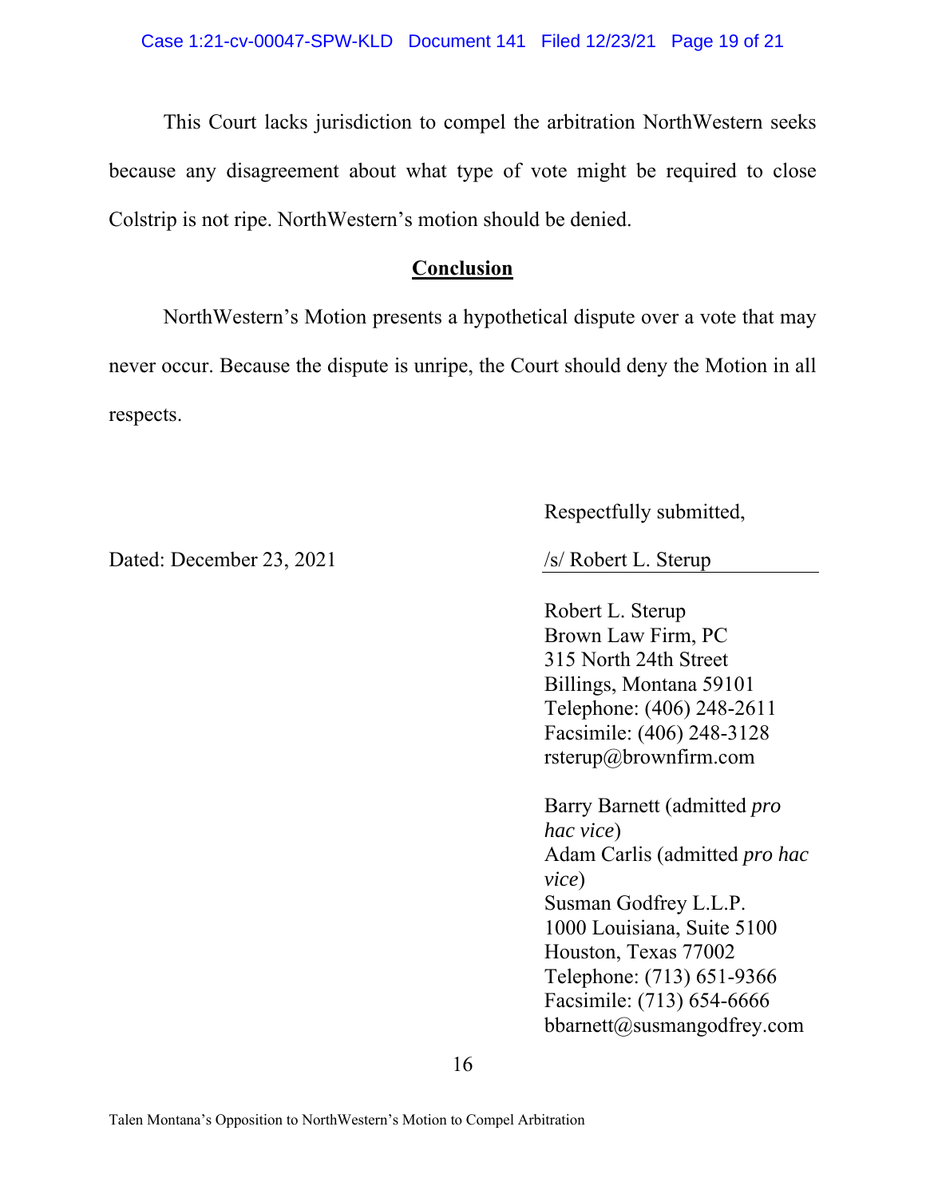This Court lacks jurisdiction to compel the arbitration NorthWestern seeks because any disagreement about what type of vote might be required to close Colstrip is not ripe. NorthWestern's motion should be denied.

## **Conclusion**

NorthWestern's Motion presents a hypothetical dispute over a vote that may never occur. Because the dispute is unripe, the Court should deny the Motion in all respects.

Respectfully submitted,

Dated: December 23, 2021

/s/ Robert L. Sterup

Robert L. Sterup
Brown Law Firm, PC
315 North 24th Street
Billings, Montana 59101
Telephone: (406) 248-2611
Facsimile: (406) 248-3128
rsterup@brownfirm.com

Barry Barnett (admitted *pro hac vice*)
Adam Carlis (admitted *pro hac vice*)
Susman Godfrey L.L.P.
1000 Louisiana, Suite 5100
Houston, Texas 77002
Telephone: (713) 651-9366
Facsimile: (713) 654-6666
bbarnett@susmangodfrey.com

Talen Montana's Opposition to NorthWestern's Motion to Compel Arbitration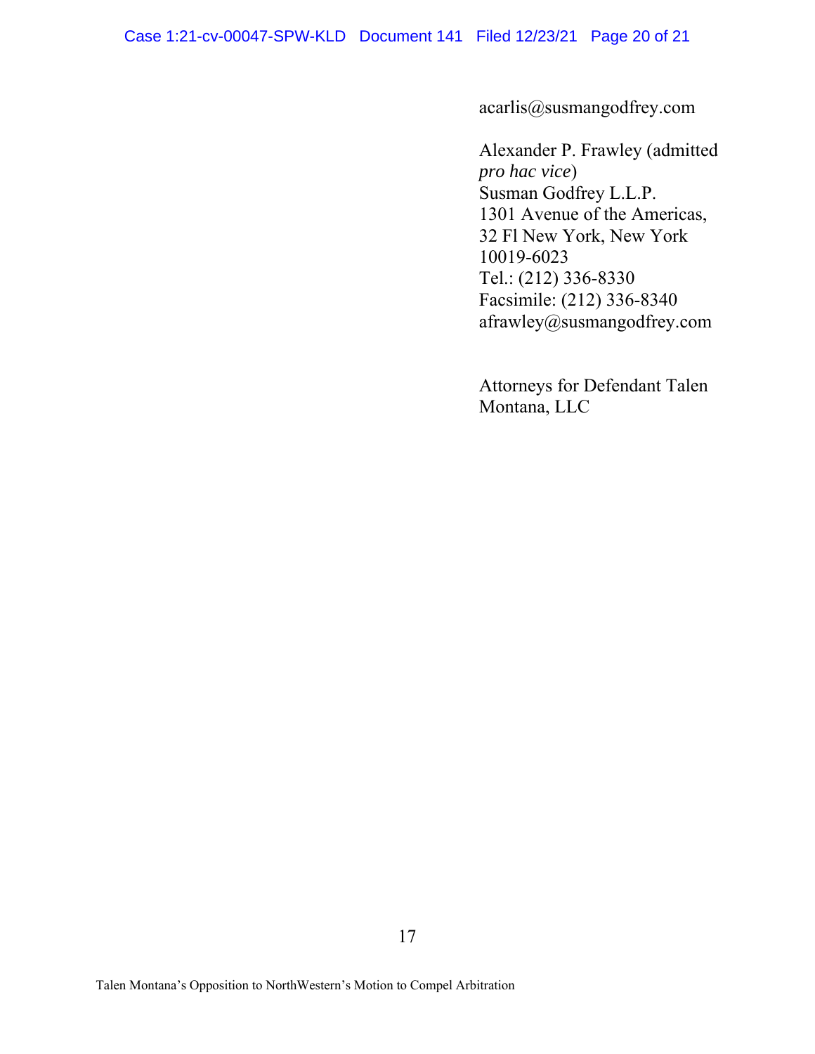acarlis@susmangodfrey.com

Alexander P. Frawley (admitted *pro hac vice*)
Susman Godfrey L.L.P.
1301 Avenue of the Americas, 32 Fl New York, New York 10019-6023
Tel.: (212) 336-8330
Facsimile: (212) 336-8340
afrawley@susmangodfrey.com

Attorneys for Defendant Talen Montana, LLC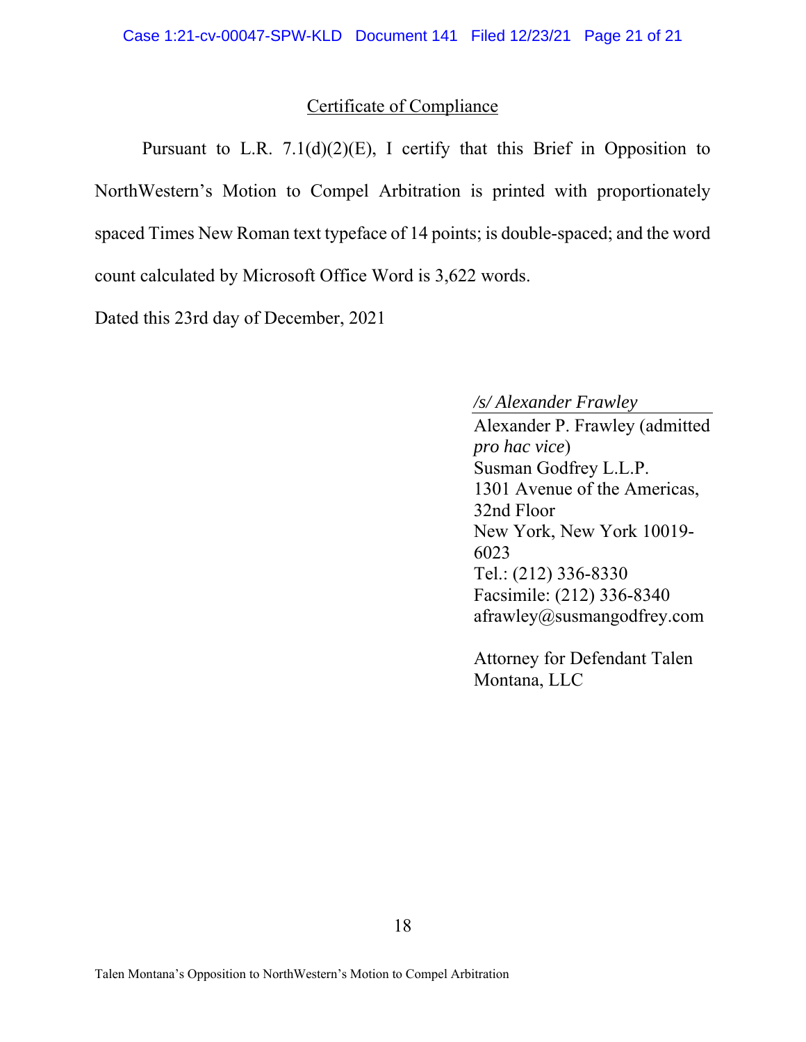## Certificate of Compliance

Pursuant to L.R. 7.1(d)(2)(E), I certify that this Brief in Opposition to NorthWestern's Motion to Compel Arbitration is printed with proportionately spaced Times New Roman text typeface of 14 points; is double-spaced; and the word count calculated by Microsoft Office Word is 3,622 words.

Dated this 23rd day of December, 2021

*/s/ Alexander Frawley*
Alexander P. Frawley (admitted *pro hac vice*)
Susman Godfrey L.L.P.
1301 Avenue of the Americas, 32nd Floor
New York, New York 10019-6023
Tel.: (212) 336-8330
Facsimile: (212) 336-8340
afrawley@susmangodfrey.com

Attorney for Defendant Talen Montana, LLC